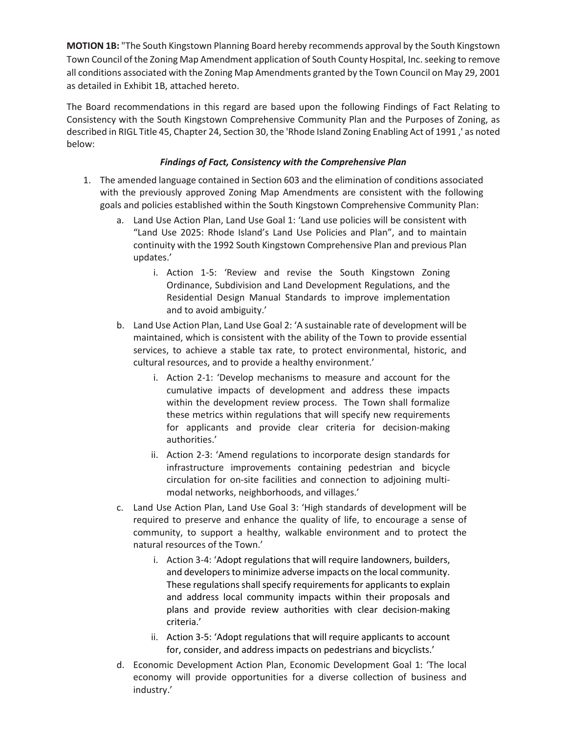**MOTION 1B:** "The South Kingstown Planning Board hereby recommends approval by the South Kingstown Town Council of the Zoning Map Amendment application of South County Hospital, Inc. seeking to remove all conditions associated with the Zoning Map Amendments granted by the Town Council on May 29, 2001 as detailed in Exhibit 1B, attached hereto.

The Board recommendations in this regard are based upon the following Findings of Fact Relating to Consistency with the South Kingstown Comprehensive Community Plan and the Purposes of Zoning, as described in RIGL Title 45, Chapter 24, Section 30, the 'Rhode Island Zoning Enabling Act of 1991 ,' as noted below:

***Findings of Fact, Consistency with the Comprehensive Plan***

1. The amended language contained in Section 603 and the elimination of conditions associated with the previously approved Zoning Map Amendments are consistent with the following goals and policies established within the South Kingstown Comprehensive Community Plan:
   a. Land Use Action Plan, Land Use Goal 1: 'Land use policies will be consistent with "Land Use 2025: Rhode Island's Land Use Policies and Plan", and to maintain continuity with the 1992 South Kingstown Comprehensive Plan and previous Plan updates.'
      i. Action 1-5: 'Review and revise the South Kingstown Zoning Ordinance, Subdivision and Land Development Regulations, and the Residential Design Manual Standards to improve implementation and to avoid ambiguity.'
   b. Land Use Action Plan, Land Use Goal 2: 'A sustainable rate of development will be maintained, which is consistent with the ability of the Town to provide essential services, to achieve a stable tax rate, to protect environmental, historic, and cultural resources, and to provide a healthy environment.'
      i. Action 2-1: 'Develop mechanisms to measure and account for the cumulative impacts of development and address these impacts within the development review process. The Town shall formalize these metrics within regulations that will specify new requirements for applicants and provide clear criteria for decision-making authorities.'
      ii. Action 2-3: 'Amend regulations to incorporate design standards for infrastructure improvements containing pedestrian and bicycle circulation for on-site facilities and connection to adjoining multi-modal networks, neighborhoods, and villages.'
   c. Land Use Action Plan, Land Use Goal 3: 'High standards of development will be required to preserve and enhance the quality of life, to encourage a sense of community, to support a healthy, walkable environment and to protect the natural resources of the Town.'
      i. Action 3-4: 'Adopt regulations that will require landowners, builders, and developers to minimize adverse impacts on the local community. These regulations shall specify requirements for applicants to explain and address local community impacts within their proposals and plans and provide review authorities with clear decision-making criteria.'
      ii. Action 3-5: 'Adopt regulations that will require applicants to account for, consider, and address impacts on pedestrians and bicyclists.'
   d. Economic Development Action Plan, Economic Development Goal 1: 'The local economy will provide opportunities for a diverse collection of business and industry.'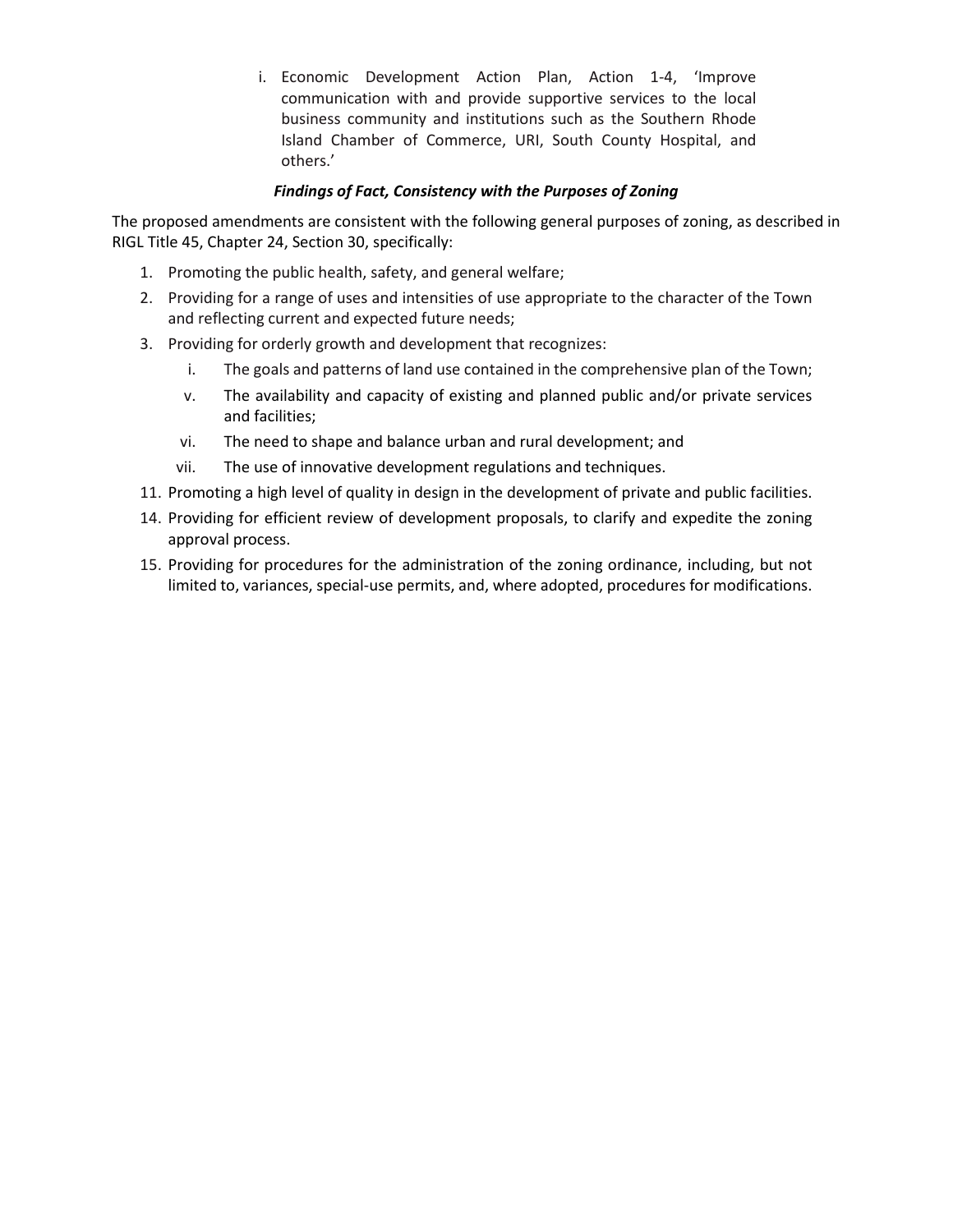i. Economic Development Action Plan, Action 1-4, 'Improve communication with and provide supportive services to the local business community and institutions such as the Southern Rhode Island Chamber of Commerce, URI, South County Hospital, and others.'

***Findings of Fact, Consistency with the Purposes of Zoning***

The proposed amendments are consistent with the following general purposes of zoning, as described in RIGL Title 45, Chapter 24, Section 30, specifically:

1. Promoting the public health, safety, and general welfare;
2. Providing for a range of uses and intensities of use appropriate to the character of the Town and reflecting current and expected future needs;
3. Providing for orderly growth and development that recognizes:
   - i. The goals and patterns of land use contained in the comprehensive plan of the Town;
   - v. The availability and capacity of existing and planned public and/or private services and facilities;
   - vi. The need to shape and balance urban and rural development; and
   - vii. The use of innovative development regulations and techniques.

11. Promoting a high level of quality in design in the development of private and public facilities.
14. Providing for efficient review of development proposals, to clarify and expedite the zoning approval process.
15. Providing for procedures for the administration of the zoning ordinance, including, but not limited to, variances, special-use permits, and, where adopted, procedures for modifications.